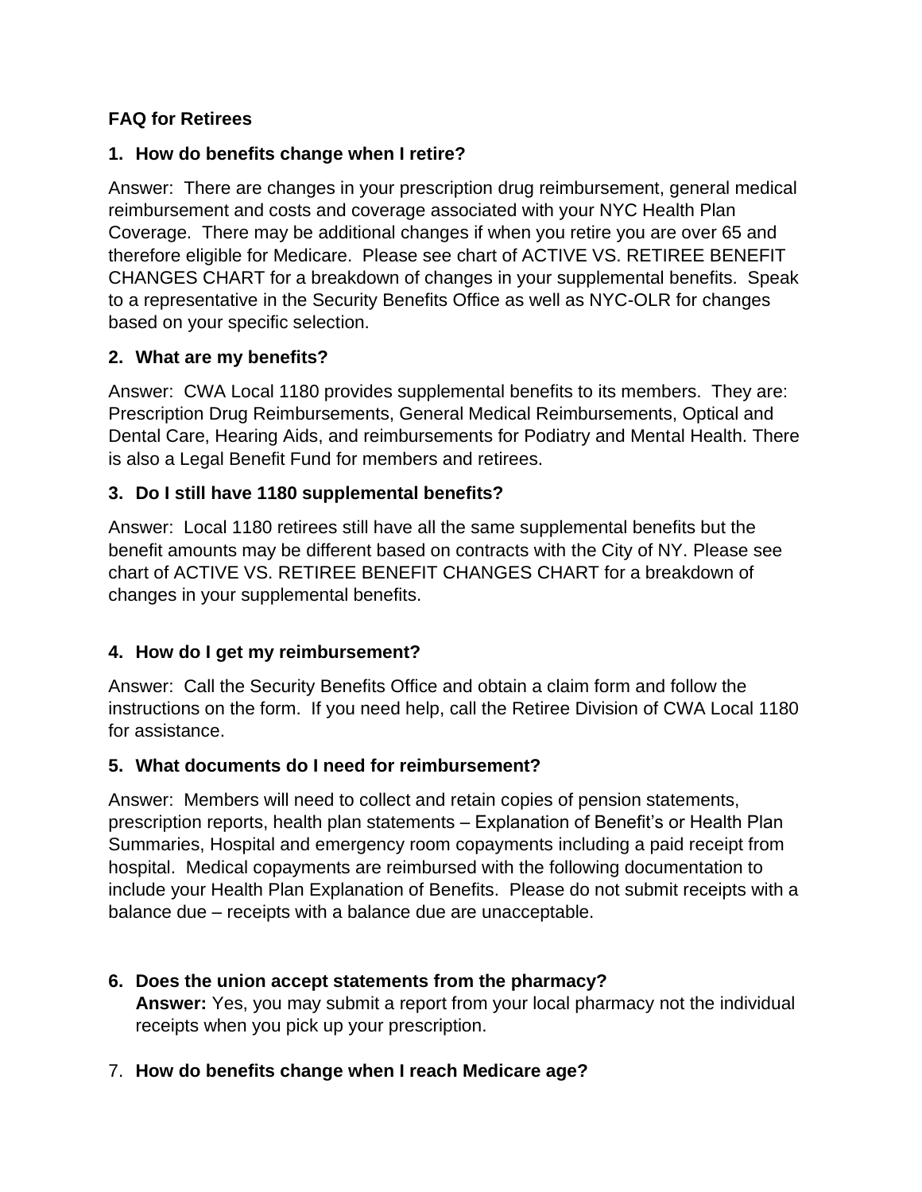**FAQ for Retirees**

1. **How do benefits change when I retire?**

Answer: There are changes in your prescription drug reimbursement, general medical reimbursement and costs and coverage associated with your NYC Health Plan Coverage. There may be additional changes if when you retire you are over 65 and therefore eligible for Medicare. Please see chart of ACTIVE VS. RETIREE BENEFIT CHANGES CHART for a breakdown of changes in your supplemental benefits. Speak to a representative in the Security Benefits Office as well as NYC-OLR for changes based on your specific selection.

2. **What are my benefits?**

Answer: CWA Local 1180 provides supplemental benefits to its members. They are: Prescription Drug Reimbursements, General Medical Reimbursements, Optical and Dental Care, Hearing Aids, and reimbursements for Podiatry and Mental Health. There is also a Legal Benefit Fund for members and retirees.

3. **Do I still have 1180 supplemental benefits?**

Answer: Local 1180 retirees still have all the same supplemental benefits but the benefit amounts may be different based on contracts with the City of NY. Please see chart of ACTIVE VS. RETIREE BENEFIT CHANGES CHART for a breakdown of changes in your supplemental benefits.

4. **How do I get my reimbursement?**

Answer: Call the Security Benefits Office and obtain a claim form and follow the instructions on the form. If you need help, call the Retiree Division of CWA Local 1180 for assistance.

5. **What documents do I need for reimbursement?**

Answer: Members will need to collect and retain copies of pension statements, prescription reports, health plan statements – Explanation of Benefit's or Health Plan Summaries, Hospital and emergency room copayments including a paid receipt from hospital. Medical copayments are reimbursed with the following documentation to include your Health Plan Explanation of Benefits. Please do not submit receipts with a balance due – receipts with a balance due are unacceptable.

6. **Does the union accept statements from the pharmacy?**
   **Answer:** Yes, you may submit a report from your local pharmacy not the individual receipts when you pick up your prescription.

7. **How do benefits change when I reach Medicare age?**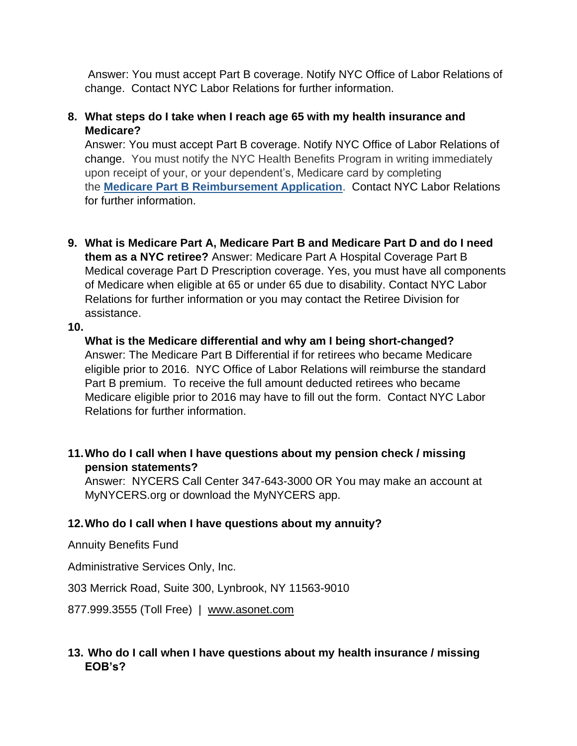Answer: You must accept Part B coverage. Notify NYC Office of Labor Relations of change. Contact NYC Labor Relations for further information.

8. **What steps do I take when I reach age 65 with my health insurance and Medicare?**
   Answer: You must accept Part B coverage. Notify NYC Office of Labor Relations of change. You must notify the NYC Health Benefits Program in writing immediately upon receipt of your, or your dependent's, Medicare card by completing the **Medicare Part B Reimbursement Application**. Contact NYC Labor Relations for further information.

9. **What is Medicare Part A, Medicare Part B and Medicare Part D and do I need them as a NYC retiree?** Answer: Medicare Part A Hospital Coverage Part B Medical coverage Part D Prescription coverage. Yes, you must have all components of Medicare when eligible at 65 or under 65 due to disability. Contact NYC Labor Relations for further information or you may contact the Retiree Division for assistance.

10. **What is the Medicare differential and why am I being short-changed?**
    Answer: The Medicare Part B Differential if for retirees who became Medicare eligible prior to 2016. NYC Office of Labor Relations will reimburse the standard Part B premium. To receive the full amount deducted retirees who became Medicare eligible prior to 2016 may have to fill out the form. Contact NYC Labor Relations for further information.

11. **Who do I call when I have questions about my pension check / missing pension statements?**
    Answer: NYCERS Call Center 347-643-3000 OR You may make an account at MyNYCERS.org or download the MyNYCERS app.

12. **Who do I call when I have questions about my annuity?**

Annuity Benefits Fund

Administrative Services Only, Inc.

303 Merrick Road, Suite 300, Lynbrook, NY 11563-9010

877.999.3555 (Toll Free) | www.asonet.com

13. **Who do I call when I have questions about my health insurance / missing EOB's?**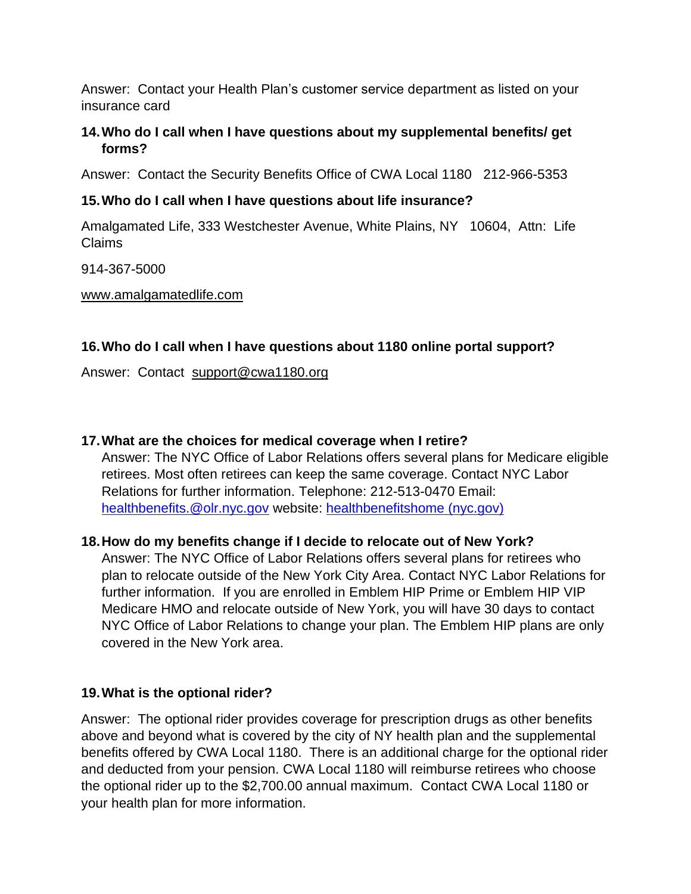Answer: Contact your Health Plan's customer service department as listed on your insurance card

**14. Who do I call when I have questions about my supplemental benefits/ get forms?**

Answer: Contact the Security Benefits Office of CWA Local 1180 212-966-5353

**15. Who do I call when I have questions about life insurance?**

Amalgamated Life, 333 Westchester Avenue, White Plains, NY 10604, Attn: Life Claims

914-367-5000

www.amalgamatedlife.com

**16. Who do I call when I have questions about 1180 online portal support?**

Answer: Contact support@cwa1180.org

**17. What are the choices for medical coverage when I retire?**

Answer: The NYC Office of Labor Relations offers several plans for Medicare eligible retirees. Most often retirees can keep the same coverage. Contact NYC Labor Relations for further information. Telephone: 212-513-0470 Email: healthbenefits.@olr.nyc.gov website: healthbenefitshome (nyc.gov)

**18. How do my benefits change if I decide to relocate out of New York?**

Answer: The NYC Office of Labor Relations offers several plans for retirees who plan to relocate outside of the New York City Area. Contact NYC Labor Relations for further information. If you are enrolled in Emblem HIP Prime or Emblem HIP VIP Medicare HMO and relocate outside of New York, you will have 30 days to contact NYC Office of Labor Relations to change your plan. The Emblem HIP plans are only covered in the New York area.

**19. What is the optional rider?**

Answer: The optional rider provides coverage for prescription drugs as other benefits above and beyond what is covered by the city of NY health plan and the supplemental benefits offered by CWA Local 1180. There is an additional charge for the optional rider and deducted from your pension. CWA Local 1180 will reimburse retirees who choose the optional rider up to the $2,700.00 annual maximum. Contact CWA Local 1180 or your health plan for more information.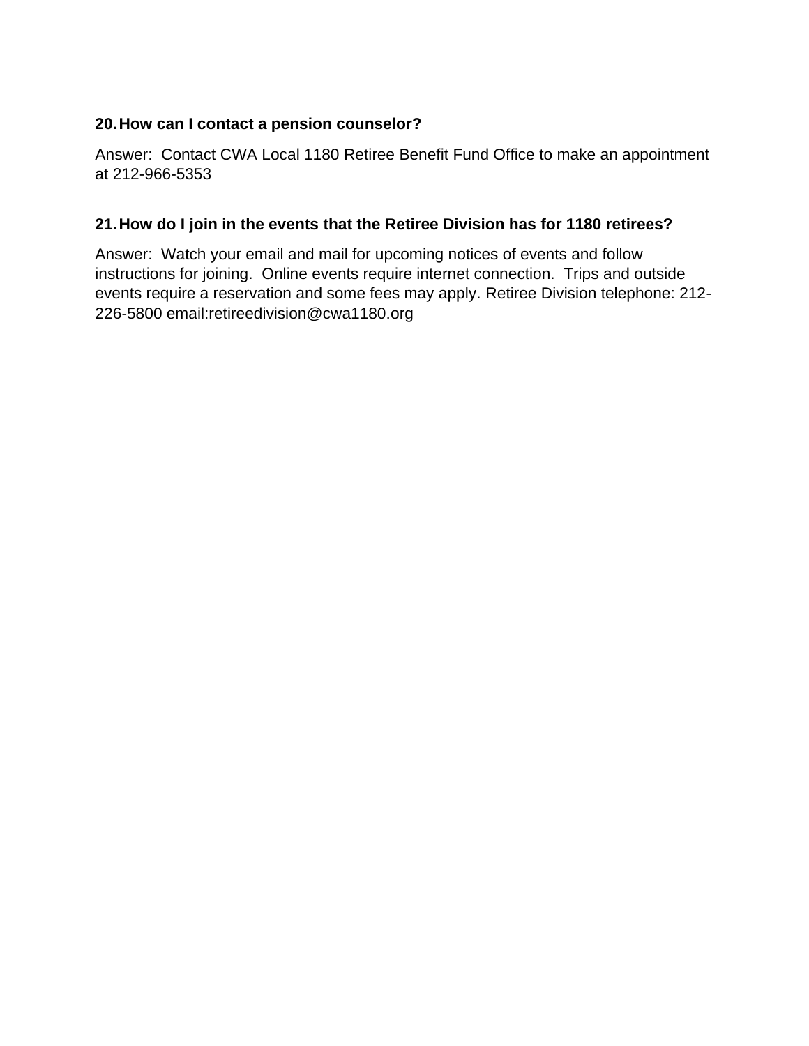**20. How can I contact a pension counselor?**

Answer: Contact CWA Local 1180 Retiree Benefit Fund Office to make an appointment at 212-966-5353

**21. How do I join in the events that the Retiree Division has for 1180 retirees?**

Answer: Watch your email and mail for upcoming notices of events and follow instructions for joining. Online events require internet connection. Trips and outside events require a reservation and some fees may apply. Retiree Division telephone: 212-226-5800 email:retireedivision@cwa1180.org